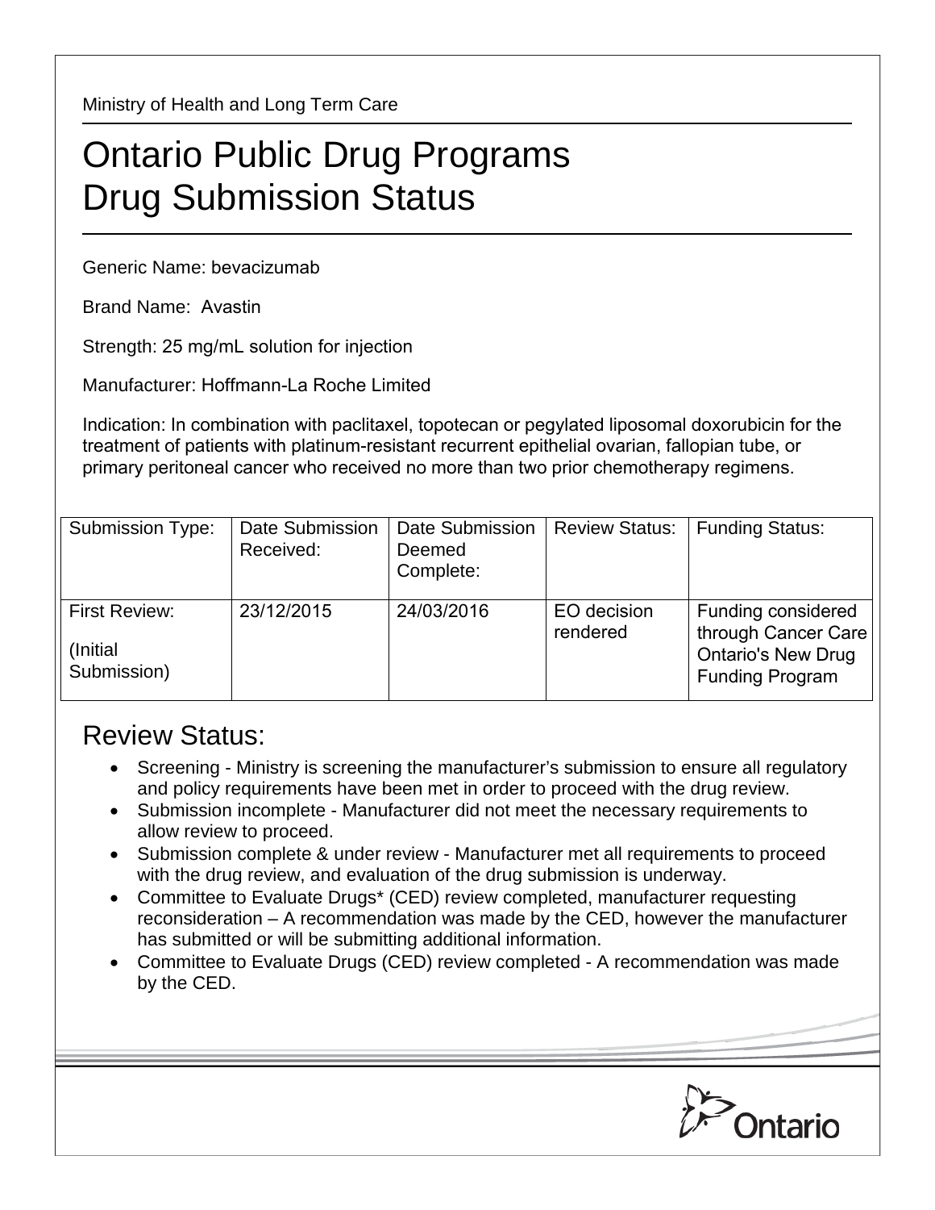Ministry of Health and Long Term Care

# Ontario Public Drug Programs
# Drug Submission Status

Generic Name: bevacizumab

Brand Name: Avastin

Strength: 25 mg/mL solution for injection

Manufacturer: Hoffmann-La Roche Limited

Indication: In combination with paclitaxel, topotecan or pegylated liposomal doxorubicin for the treatment of patients with platinum-resistant recurrent epithelial ovarian, fallopian tube, or primary peritoneal cancer who received no more than two prior chemotherapy regimens.

| Submission Type: | Date Submission Received: | Date Submission Deemed Complete: | Review Status: | Funding Status: |
|---|---|---|---|---|
| First Review: (Initial Submission) | 23/12/2015 | 24/03/2016 | EO decision rendered | Funding considered through Cancer Care Ontario's New Drug Funding Program |

## Review Status:

- Screening - Ministry is screening the manufacturer's submission to ensure all regulatory and policy requirements have been met in order to proceed with the drug review.
- Submission incomplete - Manufacturer did not meet the necessary requirements to allow review to proceed.
- Submission complete & under review - Manufacturer met all requirements to proceed with the drug review, and evaluation of the drug submission is underway.
- Committee to Evaluate Drugs* (CED) review completed, manufacturer requesting reconsideration – A recommendation was made by the CED, however the manufacturer has submitted or will be submitting additional information.
- Committee to Evaluate Drugs (CED) review completed - A recommendation was made by the CED.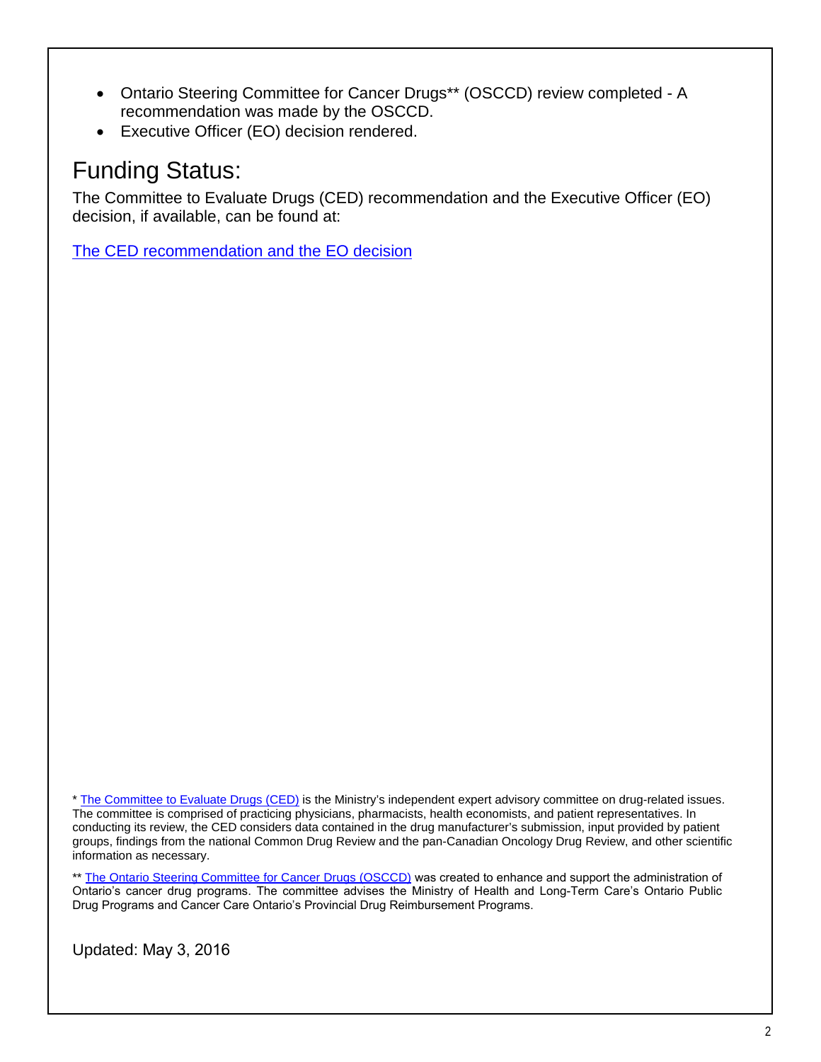- Ontario Steering Committee for Cancer Drugs** (OSCCD) review completed - A recommendation was made by the OSCCD.
- Executive Officer (EO) decision rendered.

# Funding Status:

The Committee to Evaluate Drugs (CED) recommendation and the Executive Officer (EO) decision, if available, can be found at:

The CED recommendation and the EO decision

* The Committee to Evaluate Drugs (CED) is the Ministry's independent expert advisory committee on drug-related issues. The committee is comprised of practicing physicians, pharmacists, health economists, and patient representatives. In conducting its review, the CED considers data contained in the drug manufacturer's submission, input provided by patient groups, findings from the national Common Drug Review and the pan-Canadian Oncology Drug Review, and other scientific information as necessary.

** The Ontario Steering Committee for Cancer Drugs (OSCCD) was created to enhance and support the administration of Ontario's cancer drug programs. The committee advises the Ministry of Health and Long-Term Care's Ontario Public Drug Programs and Cancer Care Ontario's Provincial Drug Reimbursement Programs.

Updated: May 3, 2016